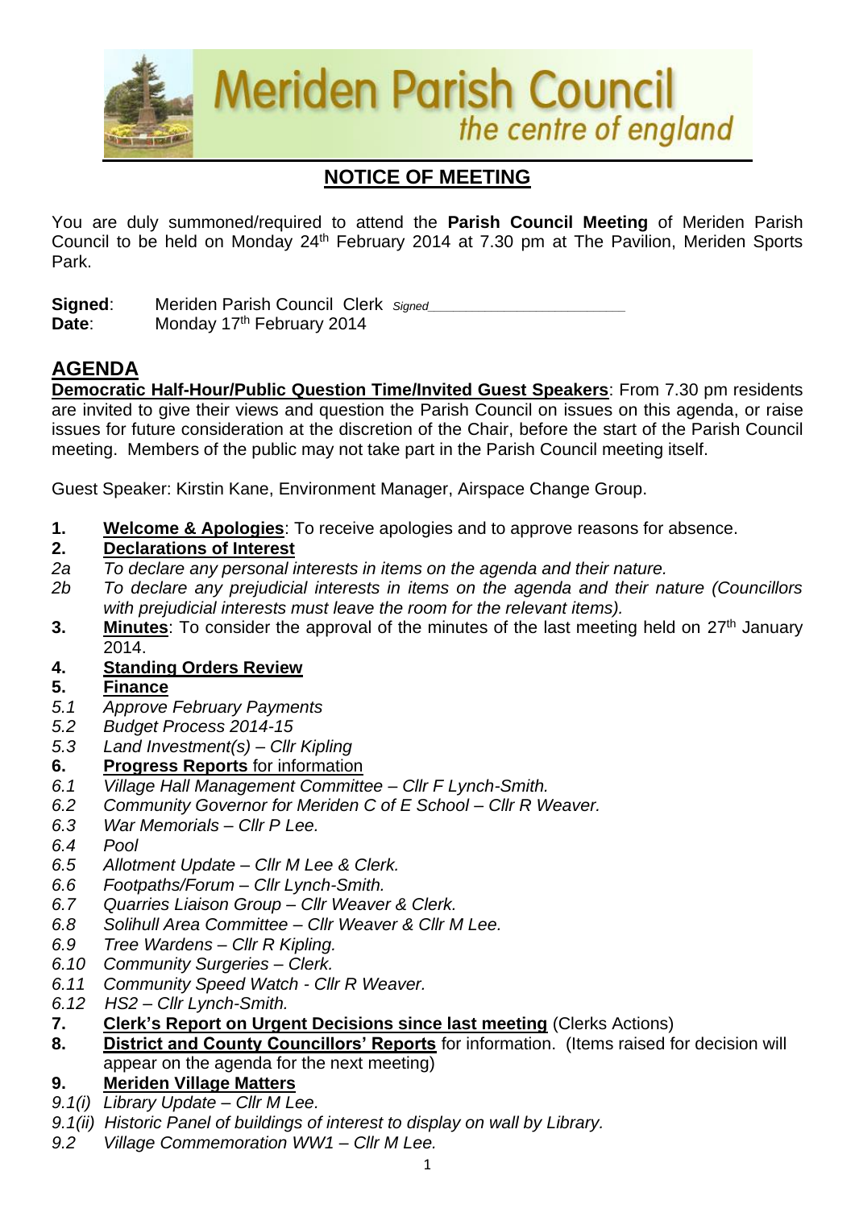# Meriden Parish Council

*the centre of england*

## NOTICE OF MEETING

You are duly summoned/required to attend the **Parish Council Meeting** of Meriden Parish Council to be held on Monday 24th February 2014 at 7.30 pm at The Pavilion, Meriden Sports Park.

**Signed**: Meriden Parish Council Clerk *Signed*\_\_\_\_\_\_\_\_\_\_\_\_\_\_\_\_\_\_\_\_\_\_\_\_
**Date**: Monday 17th February 2014

## AGENDA

**Democratic Half-Hour/Public Question Time/Invited Guest Speakers**: From 7.30 pm residents are invited to give their views and question the Parish Council on issues on this agenda, or raise issues for future consideration at the discretion of the Chair, before the start of the Parish Council meeting. Members of the public may not take part in the Parish Council meeting itself.

Guest Speaker: Kirstin Kane, Environment Manager, Airspace Change Group.

**1. Welcome & Apologies**: To receive apologies and to approve reasons for absence.

**2. Declarations of Interest**

*2a To declare any personal interests in items on the agenda and their nature.*

*2b To declare any prejudicial interests in items on the agenda and their nature (Councillors with prejudicial interests must leave the room for the relevant items).*

**3. Minutes**: To consider the approval of the minutes of the last meeting held on 27th January 2014.

**4. Standing Orders Review**

**5. Finance**

*5.1 Approve February Payments*

*5.2 Budget Process 2014-15*

*5.3 Land Investment(s) – Cllr Kipling*

**6. Progress Reports** for information

*6.1 Village Hall Management Committee – Cllr F Lynch-Smith.*

*6.2 Community Governor for Meriden C of E School – Cllr R Weaver.*

*6.3 War Memorials – Cllr P Lee.*

*6.4 Pool*

*6.5 Allotment Update – Cllr M Lee & Clerk.*

*6.6 Footpaths/Forum – Cllr Lynch-Smith.*

*6.7 Quarries Liaison Group – Cllr Weaver & Clerk.*

*6.8 Solihull Area Committee – Cllr Weaver & Cllr M Lee.*

*6.9 Tree Wardens – Cllr R Kipling.*

*6.10 Community Surgeries – Clerk.*

*6.11 Community Speed Watch - Cllr R Weaver.*

*6.12 HS2 – Cllr Lynch-Smith.*

**7. Clerk's Report on Urgent Decisions since last meeting** (Clerks Actions)

**8. District and County Councillors' Reports** for information. (Items raised for decision will appear on the agenda for the next meeting)

**9. Meriden Village Matters**

*9.1(i) Library Update – Cllr M Lee.*

*9.1(ii) Historic Panel of buildings of interest to display on wall by Library.*

*9.2 Village Commemoration WW1 – Cllr M Lee.*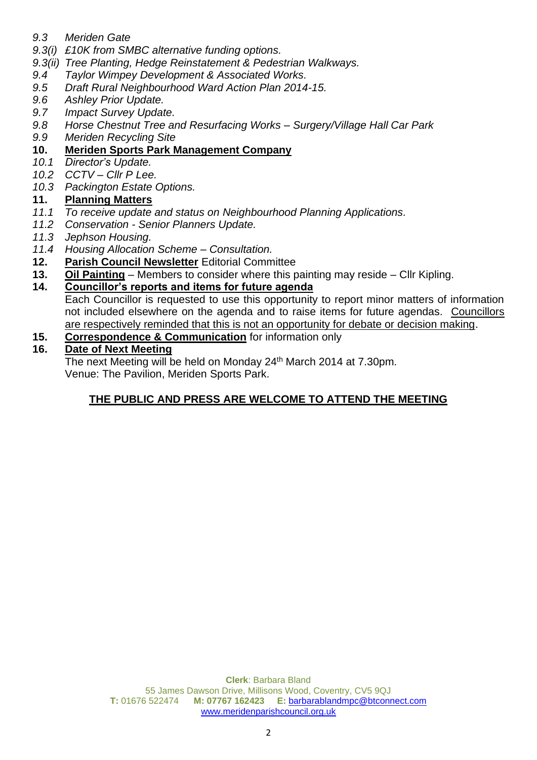*9.3 Meriden Gate*
*9.3(i) £10K from SMBC alternative funding options.*
*9.3(ii) Tree Planting, Hedge Reinstatement & Pedestrian Walkways.*
*9.4 Taylor Wimpey Development & Associated Works.*
*9.5 Draft Rural Neighbourhood Ward Action Plan 2014-15.*
*9.6 Ashley Prior Update.*
*9.7 Impact Survey Update.*
*9.8 Horse Chestnut Tree and Resurfacing Works – Surgery/Village Hall Car Park*
*9.9 Meriden Recycling Site*

**10. Meriden Sports Park Management Company**

*10.1 Director's Update.*
*10.2 CCTV – Cllr P Lee.*
*10.3 Packington Estate Options.*

**11. Planning Matters**

*11.1 To receive update and status on Neighbourhood Planning Applications.*
*11.2 Conservation - Senior Planners Update.*
*11.3 Jephson Housing.*
*11.4 Housing Allocation Scheme – Consultation.*

**12. Parish Council Newsletter** Editorial Committee

**13. Oil Painting** – Members to consider where this painting may reside – Cllr Kipling.

**14. Councillor's reports and items for future agenda**

Each Councillor is requested to use this opportunity to report minor matters of information not included elsewhere on the agenda and to raise items for future agendas. Councillors are respectively reminded that this is not an opportunity for debate or decision making.

**15. Correspondence & Communication** for information only

**16. Date of Next Meeting**

The next Meeting will be held on Monday 24th March 2014 at 7.30pm.
Venue: The Pavilion, Meriden Sports Park.

**THE PUBLIC AND PRESS ARE WELCOME TO ATTEND THE MEETING**

**Clerk**: Barbara Bland
55 James Dawson Drive, Millisons Wood, Coventry, CV5 9QJ
**T:** 01676 522474 **M: 07767 162423 E:** barbarablandmpc@btconnect.com
www.meridenparishcouncil.org.uk